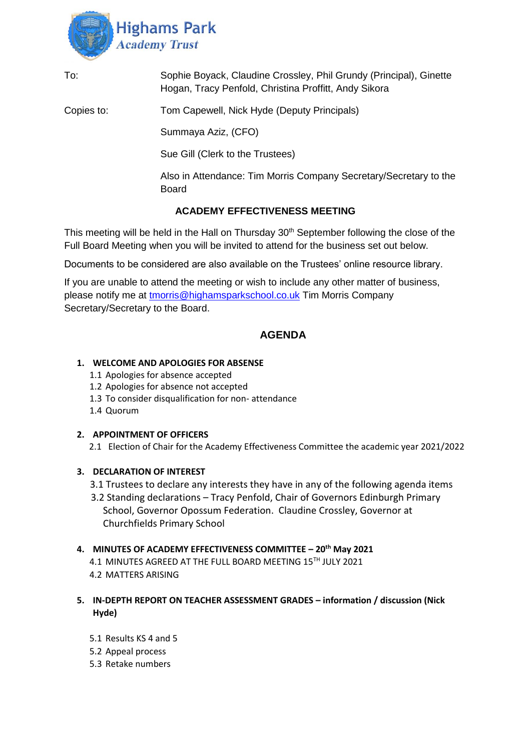Highams Park Academy Trust

| | |
|---|---|
| To: | Sophie Boyack, Claudine Crossley, Phil Grundy (Principal), Ginette Hogan, Tracy Penfold, Christina Proffitt, Andy Sikora |
| Copies to: | Tom Capewell, Nick Hyde (Deputy Principals) |
| | Summaya Aziz, (CFO) |
| | Sue Gill (Clerk to the Trustees) |
| | Also in Attendance: Tim Morris Company Secretary/Secretary to the Board |

**ACADEMY EFFECTIVENESS MEETING**

This meeting will be held in the Hall on Thursday 30th September following the close of the Full Board Meeting when you will be invited to attend for the business set out below.

Documents to be considered are also available on the Trustees' online resource library.

If you are unable to attend the meeting or wish to include any other matter of business, please notify me at tmorris@highamsparkschool.co.uk Tim Morris Company Secretary/Secretary to the Board.

## AGENDA

1. **WELCOME AND APOLOGIES FOR ABSENSE**
   - 1.1 Apologies for absence accepted
   - 1.2 Apologies for absence not accepted
   - 1.3 To consider disqualification for non- attendance
   - 1.4 Quorum

2. **APPOINTMENT OF OFFICERS**
   - 2.1 Election of Chair for the Academy Effectiveness Committee the academic year 2021/2022

3. **DECLARATION OF INTEREST**
   - 3.1 Trustees to declare any interests they have in any of the following agenda items
   - 3.2 Standing declarations – Tracy Penfold, Chair of Governors Edinburgh Primary School, Governor Opossum Federation. Claudine Crossley, Governor at Churchfields Primary School

4. **MINUTES OF ACADEMY EFFECTIVENESS COMMITTEE – 20th May 2021**
   - 4.1 MINUTES AGREED AT THE FULL BOARD MEETING 15TH JULY 2021
   - 4.2 MATTERS ARISING

5. **IN-DEPTH REPORT ON TEACHER ASSESSMENT GRADES – information / discussion (Nick Hyde)**
   - 5.1 Results KS 4 and 5
   - 5.2 Appeal process
   - 5.3 Retake numbers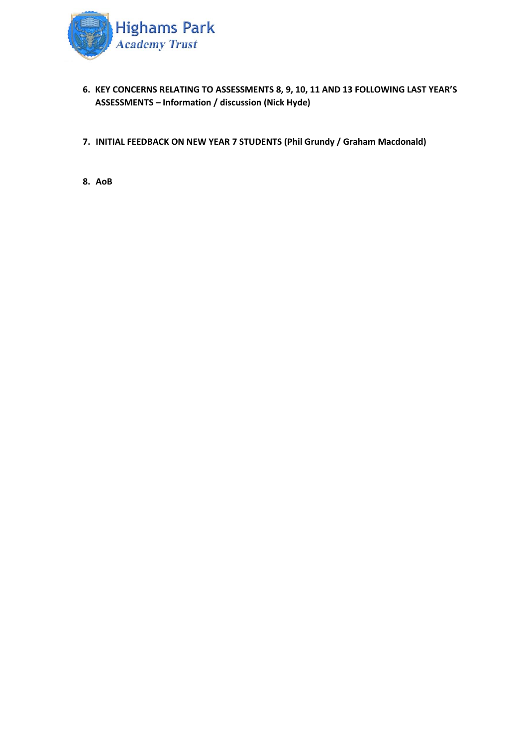6. **KEY CONCERNS RELATING TO ASSESSMENTS 8, 9, 10, 11 AND 13 FOLLOWING LAST YEAR'S ASSESSMENTS – Information / discussion (Nick Hyde)**

7. **INITIAL FEEDBACK ON NEW YEAR 7 STUDENTS (Phil Grundy / Graham Macdonald)**

8. **AoB**